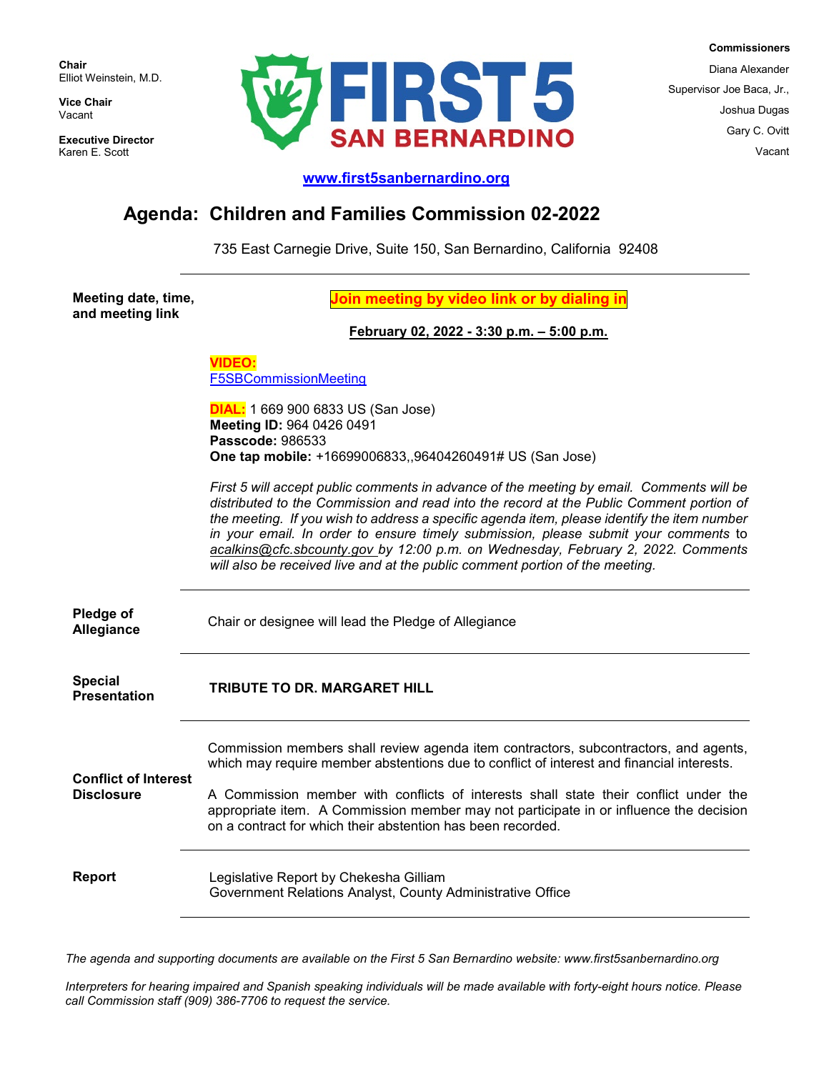**Chair**
Elliot Weinstein, M.D.

**Vice Chair**
Vacant

**Executive Director**
Karen E. Scott

FIRST 5 SAN BERNARDINO

**Commissioners**
Diana Alexander
Supervisor Joe Baca, Jr.,
Joshua Dugas
Gary C. Ovitt
Vacant

**www.first5sanbernardino.org**

# Agenda: Children and Families Commission 02-2022

735 East Carnegie Drive, Suite 150, San Bernardino, California 92408

---

**Meeting date, time, and meeting link**

**Join meeting by video link or by dialing in**

**February 02, 2022 - 3:30 p.m. – 5:00 p.m.**

**VIDEO:**
F5SBCommissionMeeting

**DIAL:** 1 669 900 6833 US (San Jose)
**Meeting ID:** 964 0426 0491
**Passcode:** 986533
**One tap mobile:** +16699006833,,96404260491# US (San Jose)

*First 5 will accept public comments in advance of the meeting by email. Comments will be distributed to the Commission and read into the record at the Public Comment portion of the meeting. If you wish to address a specific agenda item, please identify the item number in your email. In order to ensure timely submission, please submit your comments to acalkins@cfc.sbcounty.gov by 12:00 p.m. on Wednesday, February 2, 2022. Comments will also be received live and at the public comment portion of the meeting.*

---

**Pledge of Allegiance**

Chair or designee will lead the Pledge of Allegiance

---

**Special Presentation**

**TRIBUTE TO DR. MARGARET HILL**

---

**Conflict of Interest Disclosure**

Commission members shall review agenda item contractors, subcontractors, and agents, which may require member abstentions due to conflict of interest and financial interests.

A Commission member with conflicts of interests shall state their conflict under the appropriate item. A Commission member may not participate in or influence the decision on a contract for which their abstention has been recorded.

---

**Report**

Legislative Report by Chekesha Gilliam
Government Relations Analyst, County Administrative Office

---

*The agenda and supporting documents are available on the First 5 San Bernardino website: www.first5sanbernardino.org*

*Interpreters for hearing impaired and Spanish speaking individuals will be made available with forty-eight hours notice. Please call Commission staff (909) 386-7706 to request the service.*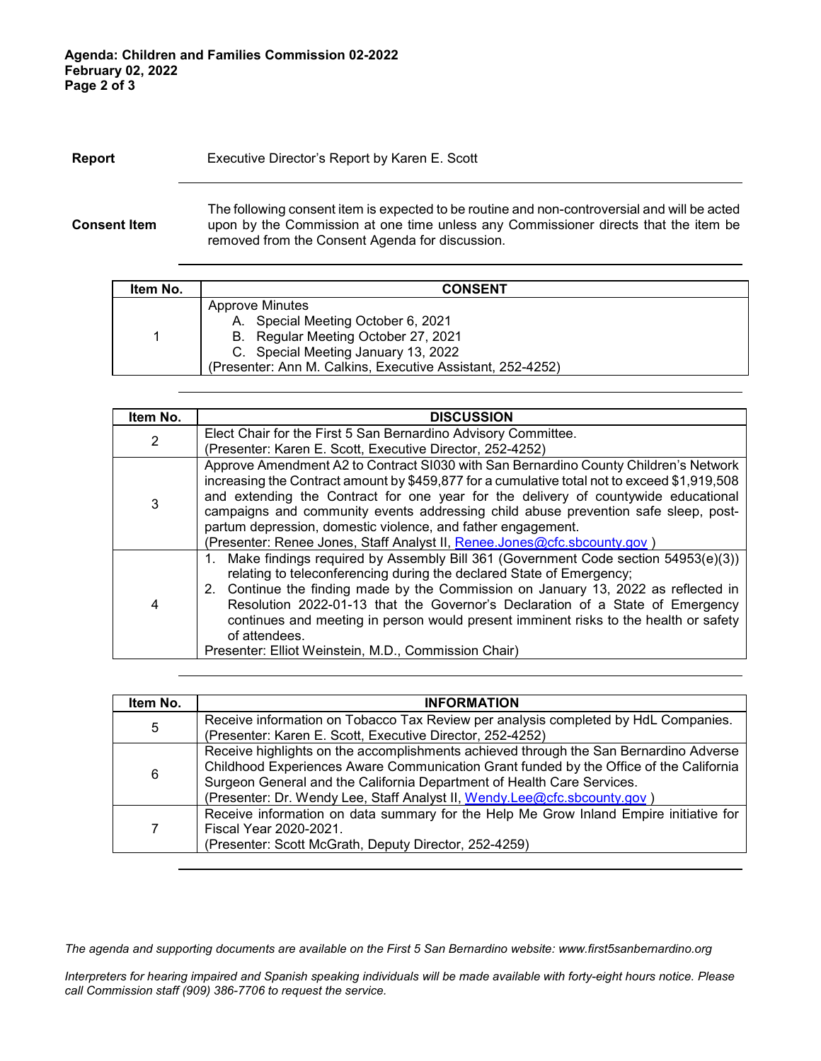**Report** Executive Director's Report by Karen E. Scott

---

**Consent Item** The following consent item is expected to be routine and non-controversial and will be acted upon by the Commission at one time unless any Commissioner directs that the item be removed from the Consent Agenda for discussion.

---

| Item No. | CONSENT |
|---|---|
| 1 | Approve Minutes<br>A. Special Meeting October 6, 2021<br>B. Regular Meeting October 27, 2021<br>C. Special Meeting January 13, 2022<br>(Presenter: Ann M. Calkins, Executive Assistant, 252-4252) |

---

| Item No. | DISCUSSION |
|---|---|
| 2 | Elect Chair for the First 5 San Bernardino Advisory Committee.<br>(Presenter: Karen E. Scott, Executive Director, 252-4252) |
| 3 | Approve Amendment A2 to Contract SI030 with San Bernardino County Children's Network increasing the Contract amount by $459,877 for a cumulative total not to exceed $1,919,508 and extending the Contract for one year for the delivery of countywide educational campaigns and community events addressing child abuse prevention safe sleep, post-partum depression, domestic violence, and father engagement.<br>(Presenter: Renee Jones, Staff Analyst II, Renee.Jones@cfc.sbcounty.gov ) |
| 4 | 1. Make findings required by Assembly Bill 361 (Government Code section 54953(e)(3)) relating to teleconferencing during the declared State of Emergency;<br>2. Continue the finding made by the Commission on January 13, 2022 as reflected in Resolution 2022-01-13 that the Governor's Declaration of a State of Emergency continues and meeting in person would present imminent risks to the health or safety of attendees.<br>Presenter: Elliot Weinstein, M.D., Commission Chair) |

---

| Item No. | INFORMATION |
|---|---|
| 5 | Receive information on Tobacco Tax Review per analysis completed by HdL Companies.<br>(Presenter: Karen E. Scott, Executive Director, 252-4252) |
| 6 | Receive highlights on the accomplishments achieved through the San Bernardino Adverse Childhood Experiences Aware Communication Grant funded by the Office of the California Surgeon General and the California Department of Health Care Services.<br>(Presenter: Dr. Wendy Lee, Staff Analyst II, Wendy.Lee@cfc.sbcounty.gov ) |
| 7 | Receive information on data summary for the Help Me Grow Inland Empire initiative for Fiscal Year 2020-2021.<br>(Presenter: Scott McGrath, Deputy Director, 252-4259) |

---

*The agenda and supporting documents are available on the First 5 San Bernardino website: www.first5sanbernardino.org*

*Interpreters for hearing impaired and Spanish speaking individuals will be made available with forty-eight hours notice. Please call Commission staff (909) 386-7706 to request the service.*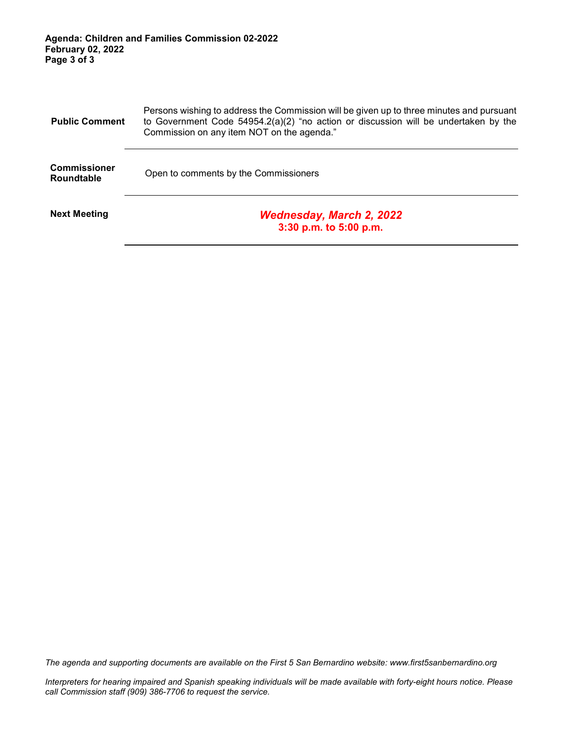**Public Comment**

Persons wishing to address the Commission will be given up to three minutes and pursuant to Government Code 54954.2(a)(2) “no action or discussion will be undertaken by the Commission on any item NOT on the agenda.”

**Commissioner Roundtable**

Open to comments by the Commissioners

**Next Meeting**

***Wednesday, March 2, 2022***
**3:30 p.m. to 5:00 p.m.**

*The agenda and supporting documents are available on the First 5 San Bernardino website: www.first5sanbernardino.org*

*Interpreters for hearing impaired and Spanish speaking individuals will be made available with forty-eight hours notice. Please call Commission staff (909) 386-7706 to request the service.*